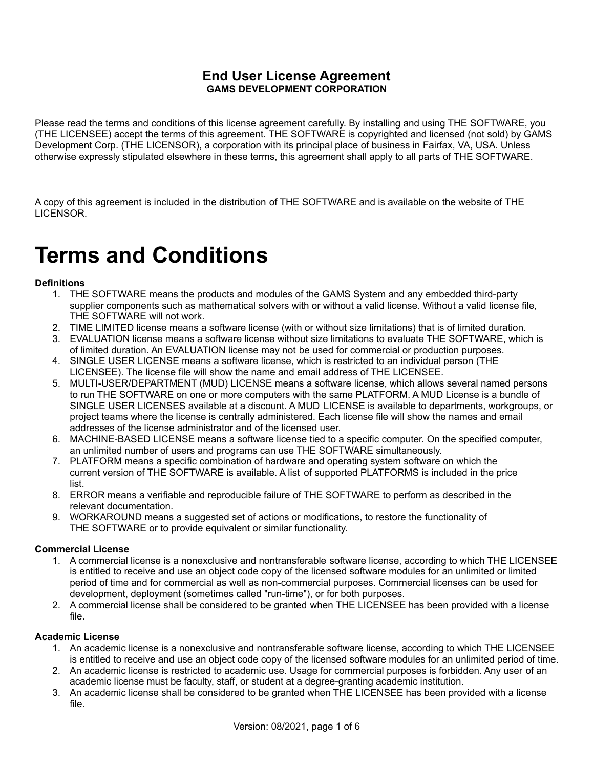# End User License Agreement

## GAMS DEVELOPMENT CORPORATION

Please read the terms and conditions of this license agreement carefully. By installing and using THE SOFTWARE, you (THE LICENSEE) accept the terms of this agreement. THE SOFTWARE is copyrighted and licensed (not sold) by GAMS Development Corp. (THE LICENSOR), a corporation with its principal place of business in Fairfax, VA, USA. Unless otherwise expressly stipulated elsewhere in these terms, this agreement shall apply to all parts of THE SOFTWARE.

A copy of this agreement is included in the distribution of THE SOFTWARE and is available on the website of THE LICENSOR.

# Terms and Conditions

**Definitions**

1. THE SOFTWARE means the products and modules of the GAMS System and any embedded third-party supplier components such as mathematical solvers with or without a valid license. Without a valid license file, THE SOFTWARE will not work.
2. TIME LIMITED license means a software license (with or without size limitations) that is of limited duration.
3. EVALUATION license means a software license without size limitations to evaluate THE SOFTWARE, which is of limited duration. An EVALUATION license may not be used for commercial or production purposes.
4. SINGLE USER LICENSE means a software license, which is restricted to an individual person (THE LICENSEE). The license file will show the name and email address of THE LICENSEE.
5. MULTI-USER/DEPARTMENT (MUD) LICENSE means a software license, which allows several named persons to run THE SOFTWARE on one or more computers with the same PLATFORM. A MUD License is a bundle of SINGLE USER LICENSES available at a discount. A MUD LICENSE is available to departments, workgroups, or project teams where the license is centrally administered. Each license file will show the names and email addresses of the license administrator and of the licensed user.
6. MACHINE-BASED LICENSE means a software license tied to a specific computer. On the specified computer, an unlimited number of users and programs can use THE SOFTWARE simultaneously.
7. PLATFORM means a specific combination of hardware and operating system software on which the current version of THE SOFTWARE is available. A list of supported PLATFORMS is included in the price list.
8. ERROR means a verifiable and reproducible failure of THE SOFTWARE to perform as described in the relevant documentation.
9. WORKAROUND means a suggested set of actions or modifications, to restore the functionality of THE SOFTWARE or to provide equivalent or similar functionality.

**Commercial License**

1. A commercial license is a nonexclusive and nontransferable software license, according to which THE LICENSEE is entitled to receive and use an object code copy of the licensed software modules for an unlimited or limited period of time and for commercial as well as non-commercial purposes. Commercial licenses can be used for development, deployment (sometimes called "run-time"), or for both purposes.
2. A commercial license shall be considered to be granted when THE LICENSEE has been provided with a license file.

**Academic License**

1. An academic license is a nonexclusive and nontransferable software license, according to which THE LICENSEE is entitled to receive and use an object code copy of the licensed software modules for an unlimited period of time.
2. An academic license is restricted to academic use. Usage for commercial purposes is forbidden. Any user of an academic license must be faculty, staff, or student at a degree-granting academic institution.
3. An academic license shall be considered to be granted when THE LICENSEE has been provided with a license file.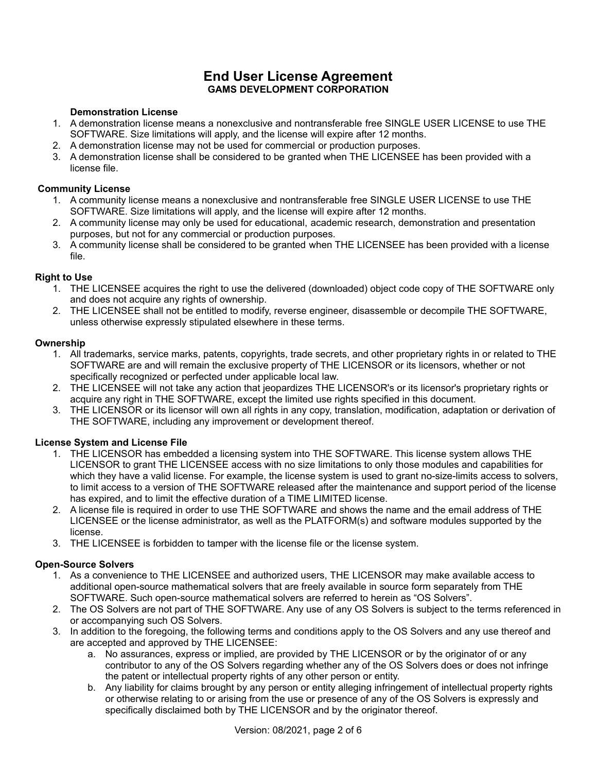# End User License Agreement
## GAMS DEVELOPMENT CORPORATION

### Demonstration License

1. A demonstration license means a nonexclusive and nontransferable free SINGLE USER LICENSE to use THE SOFTWARE. Size limitations will apply, and the license will expire after 12 months.
2. A demonstration license may not be used for commercial or production purposes.
3. A demonstration license shall be considered to be granted when THE LICENSEE has been provided with a license file.

### Community License

1. A community license means a nonexclusive and nontransferable free SINGLE USER LICENSE to use THE SOFTWARE. Size limitations will apply, and the license will expire after 12 months.
2. A community license may only be used for educational, academic research, demonstration and presentation purposes, but not for any commercial or production purposes.
3. A community license shall be considered to be granted when THE LICENSEE has been provided with a license file.

### Right to Use

1. THE LICENSEE acquires the right to use the delivered (downloaded) object code copy of THE SOFTWARE only and does not acquire any rights of ownership.
2. THE LICENSEE shall not be entitled to modify, reverse engineer, disassemble or decompile THE SOFTWARE, unless otherwise expressly stipulated elsewhere in these terms.

### Ownership

1. All trademarks, service marks, patents, copyrights, trade secrets, and other proprietary rights in or related to THE SOFTWARE are and will remain the exclusive property of THE LICENSOR or its licensors, whether or not specifically recognized or perfected under applicable local law.
2. THE LICENSEE will not take any action that jeopardizes THE LICENSOR's or its licensor's proprietary rights or acquire any right in THE SOFTWARE, except the limited use rights specified in this document.
3. THE LICENSOR or its licensor will own all rights in any copy, translation, modification, adaptation or derivation of THE SOFTWARE, including any improvement or development thereof.

### License System and License File

1. THE LICENSOR has embedded a licensing system into THE SOFTWARE. This license system allows THE LICENSOR to grant THE LICENSEE access with no size limitations to only those modules and capabilities for which they have a valid license. For example, the license system is used to grant no-size-limits access to solvers, to limit access to a version of THE SOFTWARE released after the maintenance and support period of the license has expired, and to limit the effective duration of a TIME LIMITED license.
2. A license file is required in order to use THE SOFTWARE and shows the name and the email address of THE LICENSEE or the license administrator, as well as the PLATFORM(s) and software modules supported by the license.
3. THE LICENSEE is forbidden to tamper with the license file or the license system.

### Open-Source Solvers

1. As a convenience to THE LICENSEE and authorized users, THE LICENSOR may make available access to additional open-source mathematical solvers that are freely available in source form separately from THE SOFTWARE. Such open-source mathematical solvers are referred to herein as "OS Solvers".
2. The OS Solvers are not part of THE SOFTWARE. Any use of any OS Solvers is subject to the terms referenced in or accompanying such OS Solvers.
3. In addition to the foregoing, the following terms and conditions apply to the OS Solvers and any use thereof and are accepted and approved by THE LICENSEE:
   a. No assurances, express or implied, are provided by THE LICENSOR or by the originator of or any contributor to any of the OS Solvers regarding whether any of the OS Solvers does or does not infringe the patent or intellectual property rights of any other person or entity.
   b. Any liability for claims brought by any person or entity alleging infringement of intellectual property rights or otherwise relating to or arising from the use or presence of any of the OS Solvers is expressly and specifically disclaimed both by THE LICENSOR and by the originator thereof.

Version: 08/2021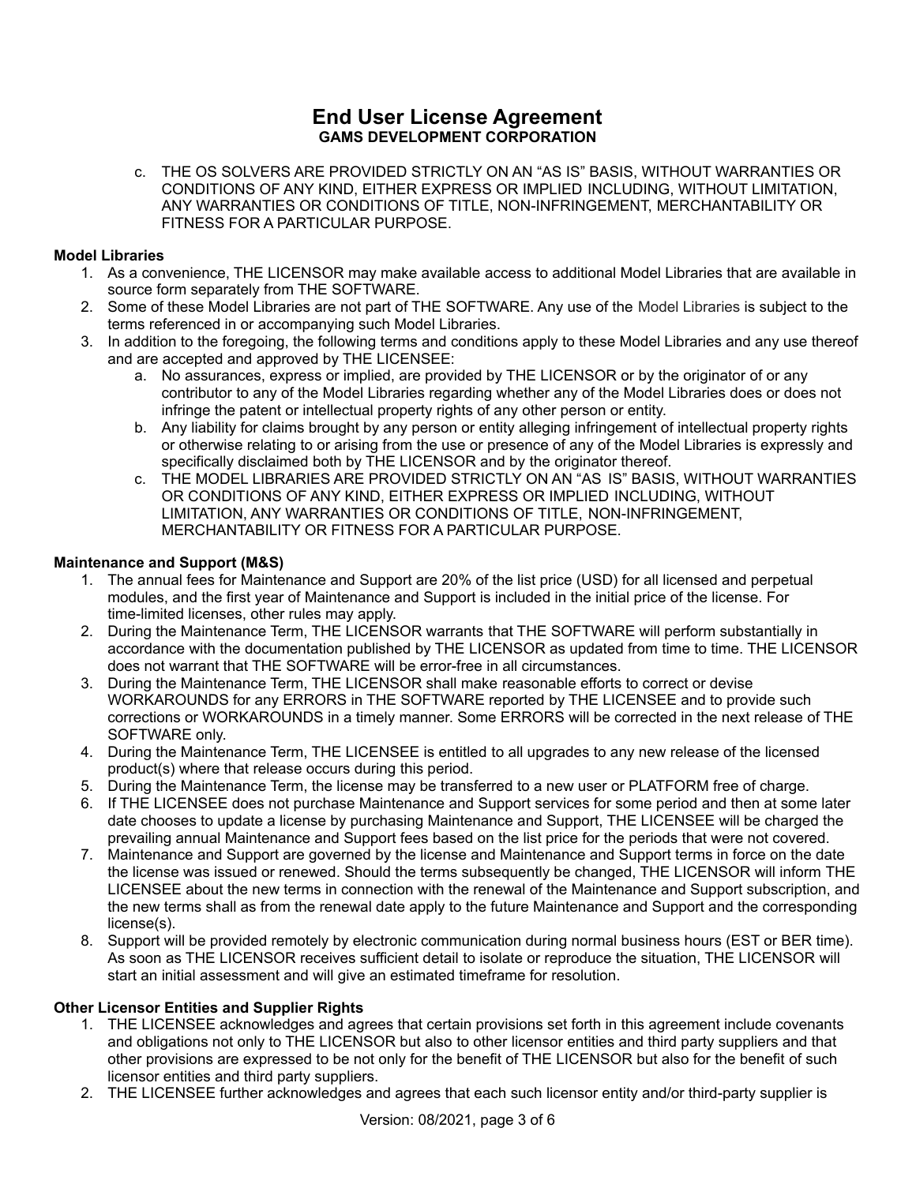c. THE OS SOLVERS ARE PROVIDED STRICTLY ON AN "AS IS" BASIS, WITHOUT WARRANTIES OR CONDITIONS OF ANY KIND, EITHER EXPRESS OR IMPLIED INCLUDING, WITHOUT LIMITATION, ANY WARRANTIES OR CONDITIONS OF TITLE, NON-INFRINGEMENT, MERCHANTABILITY OR FITNESS FOR A PARTICULAR PURPOSE.

**Model Libraries**

1. As a convenience, THE LICENSOR may make available access to additional Model Libraries that are available in source form separately from THE SOFTWARE.
2. Some of these Model Libraries are not part of THE SOFTWARE. Any use of the Model Libraries is subject to the terms referenced in or accompanying such Model Libraries.
3. In addition to the foregoing, the following terms and conditions apply to these Model Libraries and any use thereof and are accepted and approved by THE LICENSEE:
    a. No assurances, express or implied, are provided by THE LICENSOR or by the originator of or any contributor to any of the Model Libraries regarding whether any of the Model Libraries does or does not infringe the patent or intellectual property rights of any other person or entity.
    b. Any liability for claims brought by any person or entity alleging infringement of intellectual property rights or otherwise relating to or arising from the use or presence of any of the Model Libraries is expressly and specifically disclaimed both by THE LICENSOR and by the originator thereof.
    c. THE MODEL LIBRARIES ARE PROVIDED STRICTLY ON AN "AS IS" BASIS, WITHOUT WARRANTIES OR CONDITIONS OF ANY KIND, EITHER EXPRESS OR IMPLIED INCLUDING, WITHOUT LIMITATION, ANY WARRANTIES OR CONDITIONS OF TITLE, NON-INFRINGEMENT, MERCHANTABILITY OR FITNESS FOR A PARTICULAR PURPOSE.

**Maintenance and Support (M&S)**

1. The annual fees for Maintenance and Support are 20% of the list price (USD) for all licensed and perpetual modules, and the first year of Maintenance and Support is included in the initial price of the license. For time-limited licenses, other rules may apply.
2. During the Maintenance Term, THE LICENSOR warrants that THE SOFTWARE will perform substantially in accordance with the documentation published by THE LICENSOR as updated from time to time. THE LICENSOR does not warrant that THE SOFTWARE will be error-free in all circumstances.
3. During the Maintenance Term, THE LICENSOR shall make reasonable efforts to correct or devise WORKAROUNDS for any ERRORS in THE SOFTWARE reported by THE LICENSEE and to provide such corrections or WORKAROUNDS in a timely manner. Some ERRORS will be corrected in the next release of THE SOFTWARE only.
4. During the Maintenance Term, THE LICENSEE is entitled to all upgrades to any new release of the licensed product(s) where that release occurs during this period.
5. During the Maintenance Term, the license may be transferred to a new user or PLATFORM free of charge.
6. If THE LICENSEE does not purchase Maintenance and Support services for some period and then at some later date chooses to update a license by purchasing Maintenance and Support, THE LICENSEE will be charged the prevailing annual Maintenance and Support fees based on the list price for the periods that were not covered.
7. Maintenance and Support are governed by the license and Maintenance and Support terms in force on the date the license was issued or renewed. Should the terms subsequently be changed, THE LICENSOR will inform THE LICENSEE about the new terms in connection with the renewal of the Maintenance and Support subscription, and the new terms shall as from the renewal date apply to the future Maintenance and Support and the corresponding license(s).
8. Support will be provided remotely by electronic communication during normal business hours (EST or BER time). As soon as THE LICENSOR receives sufficient detail to isolate or reproduce the situation, THE LICENSOR will start an initial assessment and will give an estimated timeframe for resolution.

**Other Licensor Entities and Supplier Rights**

1. THE LICENSEE acknowledges and agrees that certain provisions set forth in this agreement include covenants and obligations not only to THE LICENSOR but also to other licensor entities and third party suppliers and that other provisions are expressed to be not only for the benefit of THE LICENSOR but also for the benefit of such licensor entities and third party suppliers.
2. THE LICENSEE further acknowledges and agrees that each such licensor entity and/or third-party supplier is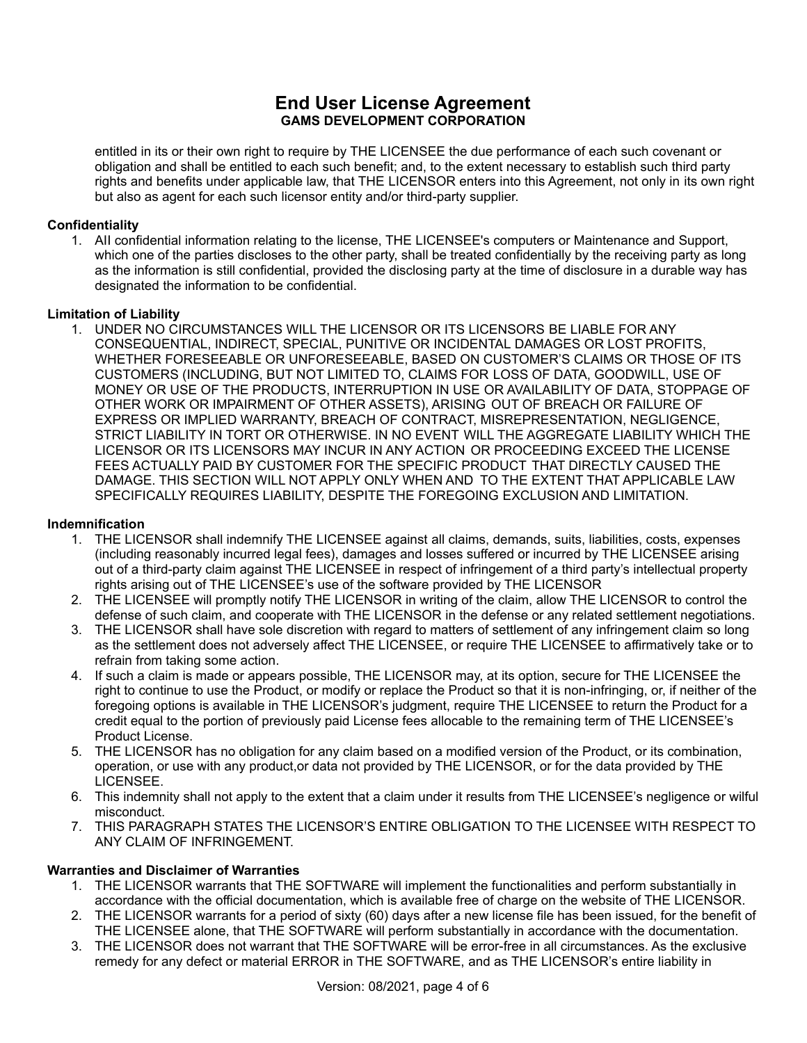entitled in its or their own right to require by THE LICENSEE the due performance of each such covenant or obligation and shall be entitled to each such benefit; and, to the extent necessary to establish such third party rights and benefits under applicable law, that THE LICENSOR enters into this Agreement, not only in its own right but also as agent for each such licensor entity and/or third-party supplier.

**Confidentiality**

1. All confidential information relating to the license, THE LICENSEE's computers or Maintenance and Support, which one of the parties discloses to the other party, shall be treated confidentially by the receiving party as long as the information is still confidential, provided the disclosing party at the time of disclosure in a durable way has designated the information to be confidential.

**Limitation of Liability**

1. UNDER NO CIRCUMSTANCES WILL THE LICENSOR OR ITS LICENSORS BE LIABLE FOR ANY CONSEQUENTIAL, INDIRECT, SPECIAL, PUNITIVE OR INCIDENTAL DAMAGES OR LOST PROFITS, WHETHER FORESEEABLE OR UNFORESEEABLE, BASED ON CUSTOMER'S CLAIMS OR THOSE OF ITS CUSTOMERS (INCLUDING, BUT NOT LIMITED TO, CLAIMS FOR LOSS OF DATA, GOODWILL, USE OF MONEY OR USE OF THE PRODUCTS, INTERRUPTION IN USE OR AVAILABILITY OF DATA, STOPPAGE OF OTHER WORK OR IMPAIRMENT OF OTHER ASSETS), ARISING OUT OF BREACH OR FAILURE OF EXPRESS OR IMPLIED WARRANTY, BREACH OF CONTRACT, MISREPRESENTATION, NEGLIGENCE, STRICT LIABILITY IN TORT OR OTHERWISE. IN NO EVENT WILL THE AGGREGATE LIABILITY WHICH THE LICENSOR OR ITS LICENSORS MAY INCUR IN ANY ACTION OR PROCEEDING EXCEED THE LICENSE FEES ACTUALLY PAID BY CUSTOMER FOR THE SPECIFIC PRODUCT THAT DIRECTLY CAUSED THE DAMAGE. THIS SECTION WILL NOT APPLY ONLY WHEN AND TO THE EXTENT THAT APPLICABLE LAW SPECIFICALLY REQUIRES LIABILITY, DESPITE THE FOREGOING EXCLUSION AND LIMITATION.

**Indemnification**

1. THE LICENSOR shall indemnify THE LICENSEE against all claims, demands, suits, liabilities, costs, expenses (including reasonably incurred legal fees), damages and losses suffered or incurred by THE LICENSEE arising out of a third-party claim against THE LICENSEE in respect of infringement of a third party's intellectual property rights arising out of THE LICENSEE's use of the software provided by THE LICENSOR
2. THE LICENSEE will promptly notify THE LICENSOR in writing of the claim, allow THE LICENSOR to control the defense of such claim, and cooperate with THE LICENSOR in the defense or any related settlement negotiations.
3. THE LICENSOR shall have sole discretion with regard to matters of settlement of any infringement claim so long as the settlement does not adversely affect THE LICENSEE, or require THE LICENSEE to affirmatively take or to refrain from taking some action.
4. If such a claim is made or appears possible, THE LICENSOR may, at its option, secure for THE LICENSEE the right to continue to use the Product, or modify or replace the Product so that it is non-infringing, or, if neither of the foregoing options is available in THE LICENSOR's judgment, require THE LICENSEE to return the Product for a credit equal to the portion of previously paid License fees allocable to the remaining term of THE LICENSEE's Product License.
5. THE LICENSOR has no obligation for any claim based on a modified version of the Product, or its combination, operation, or use with any product,or data not provided by THE LICENSOR, or for the data provided by THE LICENSEE.
6. This indemnity shall not apply to the extent that a claim under it results from THE LICENSEE's negligence or wilful misconduct.
7. THIS PARAGRAPH STATES THE LICENSOR'S ENTIRE OBLIGATION TO THE LICENSEE WITH RESPECT TO ANY CLAIM OF INFRINGEMENT.

**Warranties and Disclaimer of Warranties**

1. THE LICENSOR warrants that THE SOFTWARE will implement the functionalities and perform substantially in accordance with the official documentation, which is available free of charge on the website of THE LICENSOR.
2. THE LICENSOR warrants for a period of sixty (60) days after a new license file has been issued, for the benefit of THE LICENSEE alone, that THE SOFTWARE will perform substantially in accordance with the documentation.
3. THE LICENSOR does not warrant that THE SOFTWARE will be error-free in all circumstances. As the exclusive remedy for any defect or material ERROR in THE SOFTWARE, and as THE LICENSOR's entire liability in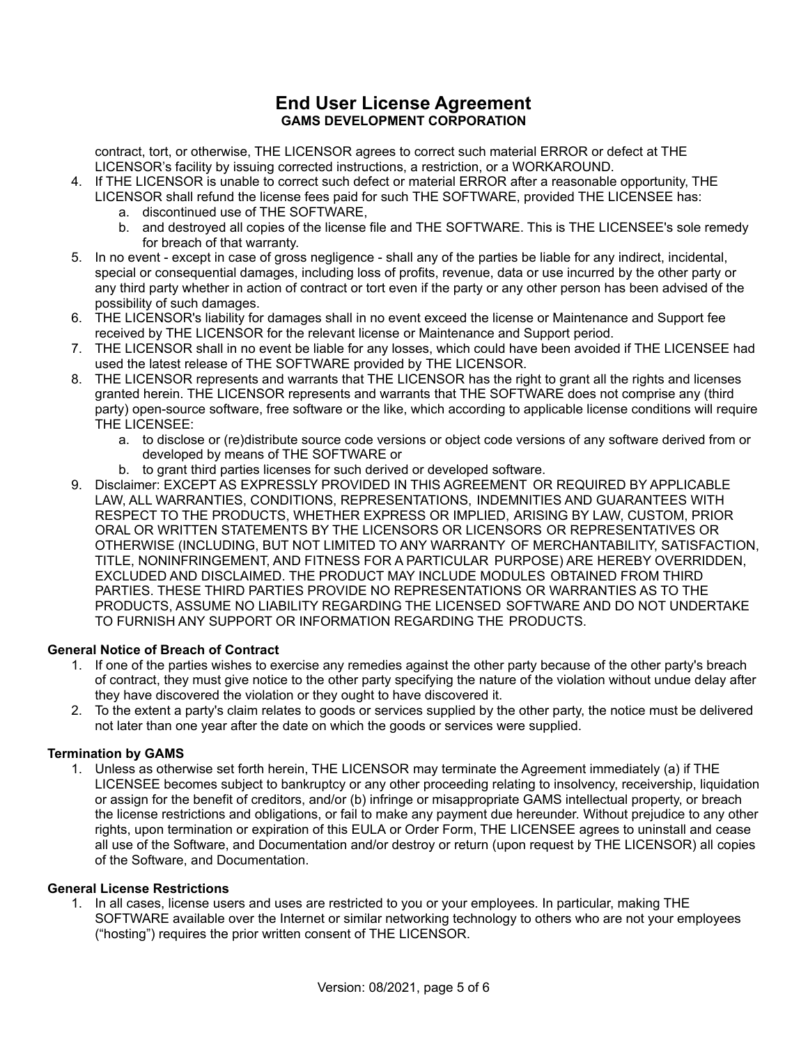contract, tort, or otherwise, THE LICENSOR agrees to correct such material ERROR or defect at THE LICENSOR's facility by issuing corrected instructions, a restriction, or a WORKAROUND.

4. If THE LICENSOR is unable to correct such defect or material ERROR after a reasonable opportunity, THE LICENSOR shall refund the license fees paid for such THE SOFTWARE, provided THE LICENSEE has:
   a. discontinued use of THE SOFTWARE,
   b. and destroyed all copies of the license file and THE SOFTWARE. This is THE LICENSEE's sole remedy for breach of that warranty.
5. In no event - except in case of gross negligence - shall any of the parties be liable for any indirect, incidental, special or consequential damages, including loss of profits, revenue, data or use incurred by the other party or any third party whether in action of contract or tort even if the party or any other person has been advised of the possibility of such damages.
6. THE LICENSOR's liability for damages shall in no event exceed the license or Maintenance and Support fee received by THE LICENSOR for the relevant license or Maintenance and Support period.
7. THE LICENSOR shall in no event be liable for any losses, which could have been avoided if THE LICENSEE had used the latest release of THE SOFTWARE provided by THE LICENSOR.
8. THE LICENSOR represents and warrants that THE LICENSOR has the right to grant all the rights and licenses granted herein. THE LICENSOR represents and warrants that THE SOFTWARE does not comprise any (third party) open-source software, free software or the like, which according to applicable license conditions will require THE LICENSEE:
   a. to disclose or (re)distribute source code versions or object code versions of any software derived from or developed by means of THE SOFTWARE or
   b. to grant third parties licenses for such derived or developed software.
9. Disclaimer: EXCEPT AS EXPRESSLY PROVIDED IN THIS AGREEMENT OR REQUIRED BY APPLICABLE LAW, ALL WARRANTIES, CONDITIONS, REPRESENTATIONS, INDEMNITIES AND GUARANTEES WITH RESPECT TO THE PRODUCTS, WHETHER EXPRESS OR IMPLIED, ARISING BY LAW, CUSTOM, PRIOR ORAL OR WRITTEN STATEMENTS BY THE LICENSORS OR LICENSORS OR REPRESENTATIVES OR OTHERWISE (INCLUDING, BUT NOT LIMITED TO ANY WARRANTY OF MERCHANTABILITY, SATISFACTION, TITLE, NONINFRINGEMENT, AND FITNESS FOR A PARTICULAR PURPOSE) ARE HEREBY OVERRIDDEN, EXCLUDED AND DISCLAIMED. THE PRODUCT MAY INCLUDE MODULES OBTAINED FROM THIRD PARTIES. THESE THIRD PARTIES PROVIDE NO REPRESENTATIONS OR WARRANTIES AS TO THE PRODUCTS, ASSUME NO LIABILITY REGARDING THE LICENSED SOFTWARE AND DO NOT UNDERTAKE TO FURNISH ANY SUPPORT OR INFORMATION REGARDING THE PRODUCTS.

**General Notice of Breach of Contract**

1. If one of the parties wishes to exercise any remedies against the other party because of the other party's breach of contract, they must give notice to the other party specifying the nature of the violation without undue delay after they have discovered the violation or they ought to have discovered it.
2. To the extent a party's claim relates to goods or services supplied by the other party, the notice must be delivered not later than one year after the date on which the goods or services were supplied.

**Termination by GAMS**

1. Unless as otherwise set forth herein, THE LICENSOR may terminate the Agreement immediately (a) if THE LICENSEE becomes subject to bankruptcy or any other proceeding relating to insolvency, receivership, liquidation or assign for the benefit of creditors, and/or (b) infringe or misappropriate GAMS intellectual property, or breach the license restrictions and obligations, or fail to make any payment due hereunder. Without prejudice to any other rights, upon termination or expiration of this EULA or Order Form, THE LICENSEE agrees to uninstall and cease all use of the Software, and Documentation and/or destroy or return (upon request by THE LICENSOR) all copies of the Software, and Documentation.

**General License Restrictions**

1. In all cases, license users and uses are restricted to you or your employees. In particular, making THE SOFTWARE available over the Internet or similar networking technology to others who are not your employees ("hosting") requires the prior written consent of THE LICENSOR.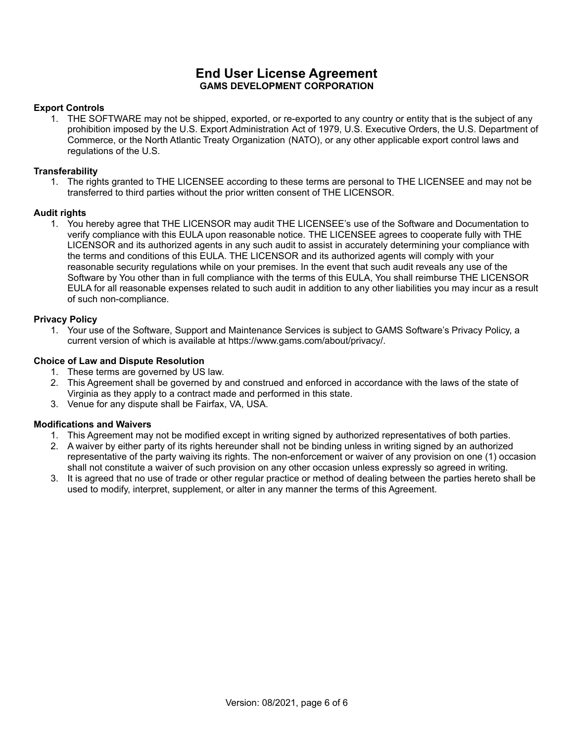# End User License Agreement

**GAMS DEVELOPMENT CORPORATION**

**Export Controls**

1. THE SOFTWARE may not be shipped, exported, or re-exported to any country or entity that is the subject of any prohibition imposed by the U.S. Export Administration Act of 1979, U.S. Executive Orders, the U.S. Department of Commerce, or the North Atlantic Treaty Organization (NATO), or any other applicable export control laws and regulations of the U.S.

**Transferability**

1. The rights granted to THE LICENSEE according to these terms are personal to THE LICENSEE and may not be transferred to third parties without the prior written consent of THE LICENSOR.

**Audit rights**

1. You hereby agree that THE LICENSOR may audit THE LICENSEE's use of the Software and Documentation to verify compliance with this EULA upon reasonable notice. THE LICENSEE agrees to cooperate fully with THE LICENSOR and its authorized agents in any such audit to assist in accurately determining your compliance with the terms and conditions of this EULA. THE LICENSOR and its authorized agents will comply with your reasonable security regulations while on your premises. In the event that such audit reveals any use of the Software by You other than in full compliance with the terms of this EULA, You shall reimburse THE LICENSOR EULA for all reasonable expenses related to such audit in addition to any other liabilities you may incur as a result of such non-compliance.

**Privacy Policy**

1. Your use of the Software, Support and Maintenance Services is subject to GAMS Software's Privacy Policy, a current version of which is available at https://www.gams.com/about/privacy/.

**Choice of Law and Dispute Resolution**

1. These terms are governed by US law.
2. This Agreement shall be governed by and construed and enforced in accordance with the laws of the state of Virginia as they apply to a contract made and performed in this state.
3. Venue for any dispute shall be Fairfax, VA, USA.

**Modifications and Waivers**

1. This Agreement may not be modified except in writing signed by authorized representatives of both parties.
2. A waiver by either party of its rights hereunder shall not be binding unless in writing signed by an authorized representative of the party waiving its rights. The non-enforcement or waiver of any provision on one (1) occasion shall not constitute a waiver of such provision on any other occasion unless expressly so agreed in writing.
3. It is agreed that no use of trade or other regular practice or method of dealing between the parties hereto shall be used to modify, interpret, supplement, or alter in any manner the terms of this Agreement.

Version: 08/2021